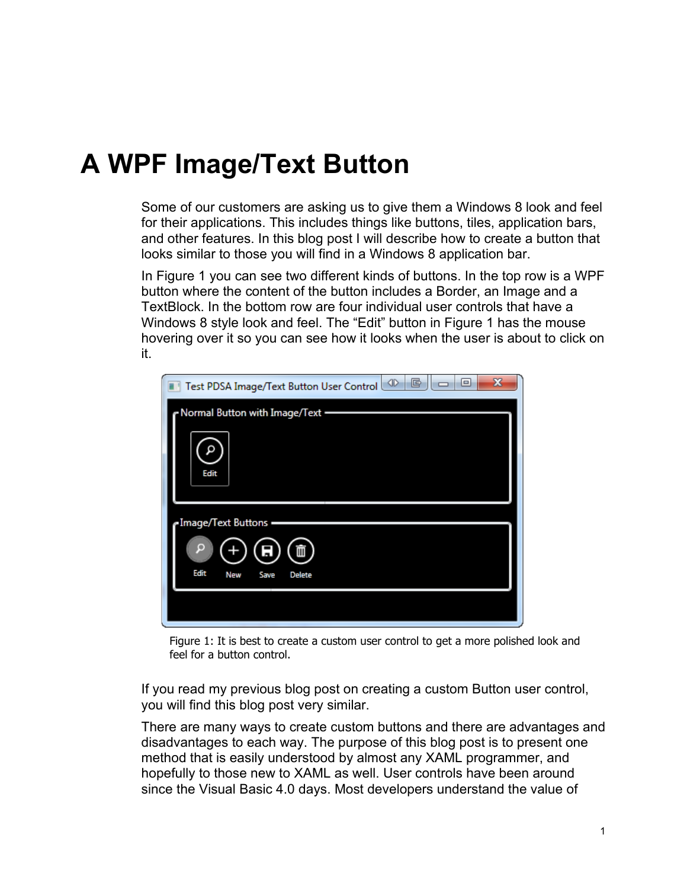# A WPF Image/Text Button

Some of our customers are asking us to give them a Windows 8 look and feel for their applications. This includes things like buttons, tiles, application bars, and other features. In this blog post I will describe how to create a button that looks similar to those you will find in a Windows 8 application bar.

In Figure 1 you can see two different kinds of buttons. In the top row is a WPF button where the content of the button includes a Border, an Image and a TextBlock. In the bottom row are four individual user controls that have a Windows 8 style look and feel. The "Edit" button in Figure 1 has the mouse hovering over it so you can see how it looks when the user is about to click on it.

Figure 1: It is best to create a custom user control to get a more polished look and feel for a button control.

If you read my previous blog post on creating a custom Button user control, you will find this blog post very similar.

There are many ways to create custom buttons and there are advantages and disadvantages to each way. The purpose of this blog post is to present one method that is easily understood by almost any XAML programmer, and hopefully to those new to XAML as well. User controls have been around since the Visual Basic 4.0 days. Most developers understand the value of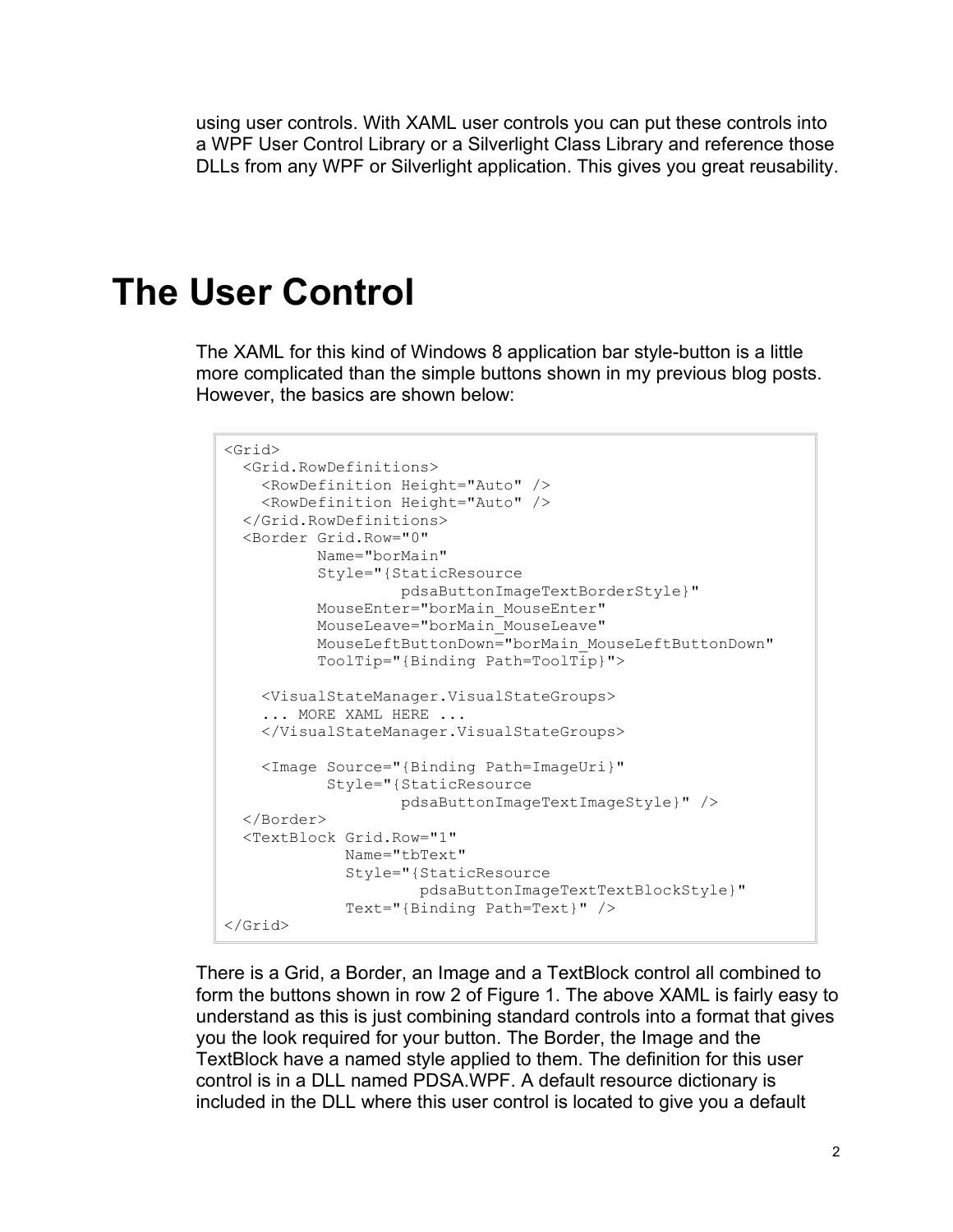using user controls. With XAML user controls you can put these controls into a WPF User Control Library or a Silverlight Class Library and reference those DLLs from any WPF or Silverlight application. This gives you great reusability.

# The User Control

The XAML for this kind of Windows 8 application bar style-button is a little more complicated than the simple buttons shown in my previous blog posts. However, the basics are shown below:

```
<Grid>
  <Grid.RowDefinitions>
    <RowDefinition Height="Auto" />
    <RowDefinition Height="Auto" />
  </Grid.RowDefinitions>
  <Border Grid.Row="0"
          Name="borMain"
          Style="{StaticResource
                   pdsaButtonImageTextBorderStyle}"
          MouseEnter="borMain_MouseEnter"
          MouseLeave="borMain_MouseLeave"
          MouseLeftButtonDown="borMain_MouseLeftButtonDown"
          ToolTip="{Binding Path=ToolTip}">

    <VisualStateManager.VisualStateGroups>
    ... MORE XAML HERE ...
    </VisualStateManager.VisualStateGroups>

    <Image Source="{Binding Path=ImageUri}"
           Style="{StaticResource
                   pdsaButtonImageTextImageStyle}" />
  </Border>
  <TextBlock Grid.Row="1"
             Name="tbText"
             Style="{StaticResource
                     pdsaButtonImageTextTextBlockStyle}"
             Text="{Binding Path=Text}" />
</Grid>
```

There is a Grid, a Border, an Image and a TextBlock control all combined to form the buttons shown in row 2 of Figure 1. The above XAML is fairly easy to understand as this is just combining standard controls into a format that gives you the look required for your button. The Border, the Image and the TextBlock have a named style applied to them. The definition for this user control is in a DLL named PDSA.WPF. A default resource dictionary is included in the DLL where this user control is located to give you a default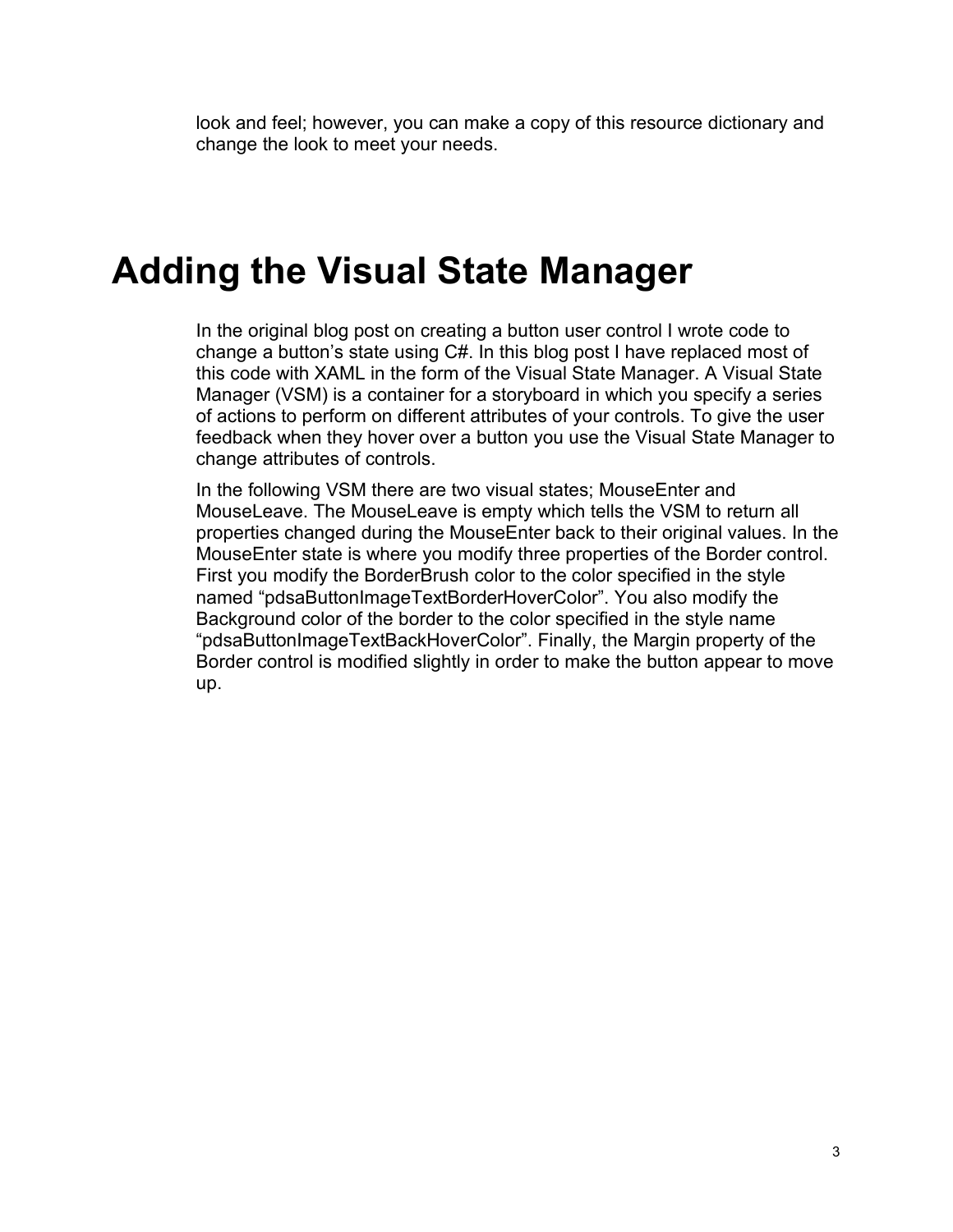look and feel; however, you can make a copy of this resource dictionary and change the look to meet your needs.

# Adding the Visual State Manager

In the original blog post on creating a button user control I wrote code to change a button's state using C#. In this blog post I have replaced most of this code with XAML in the form of the Visual State Manager. A Visual State Manager (VSM) is a container for a storyboard in which you specify a series of actions to perform on different attributes of your controls. To give the user feedback when they hover over a button you use the Visual State Manager to change attributes of controls.

In the following VSM there are two visual states; MouseEnter and MouseLeave. The MouseLeave is empty which tells the VSM to return all properties changed during the MouseEnter back to their original values. In the MouseEnter state is where you modify three properties of the Border control. First you modify the BorderBrush color to the color specified in the style named "pdsaButtonImageTextBorderHoverColor". You also modify the Background color of the border to the color specified in the style name "pdsaButtonImageTextBackHoverColor". Finally, the Margin property of the Border control is modified slightly in order to make the button appear to move up.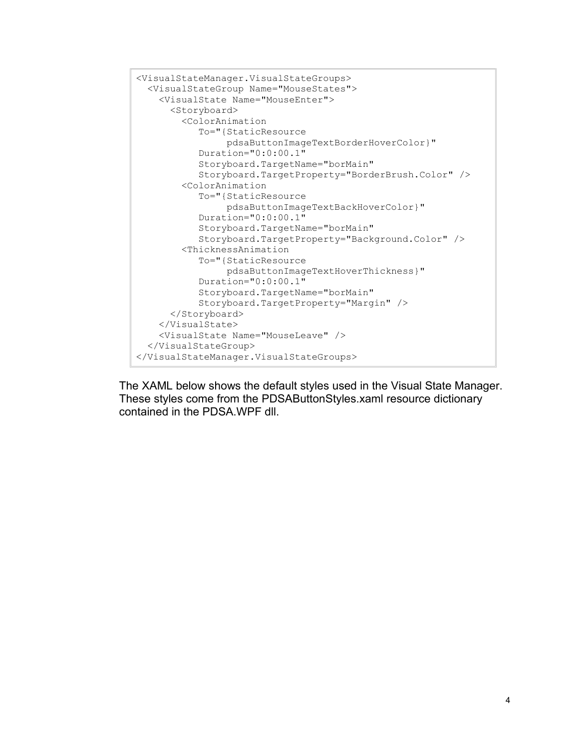```
<VisualStateManager.VisualStateGroups>
  <VisualStateGroup Name="MouseStates">
    <VisualState Name="MouseEnter">
      <Storyboard>
        <ColorAnimation
           To="{StaticResource
                pdsaButtonImageTextBorderHoverColor}"
           Duration="0:0:00.1"
           Storyboard.TargetName="borMain"
           Storyboard.TargetProperty="BorderBrush.Color" />
        <ColorAnimation
           To="{StaticResource
                pdsaButtonImageTextBackHoverColor}"
           Duration="0:0:00.1"
           Storyboard.TargetName="borMain"
           Storyboard.TargetProperty="Background.Color" />
        <ThicknessAnimation
           To="{StaticResource
                pdsaButtonImageTextHoverThickness}"
           Duration="0:0:00.1"
           Storyboard.TargetName="borMain"
           Storyboard.TargetProperty="Margin" />
      </Storyboard>
    </VisualState>
    <VisualState Name="MouseLeave" />
  </VisualStateGroup>
</VisualStateManager.VisualStateGroups>
```

The XAML below shows the default styles used in the Visual State Manager. These styles come from the PDSAButtonStyles.xaml resource dictionary contained in the PDSA.WPF dll.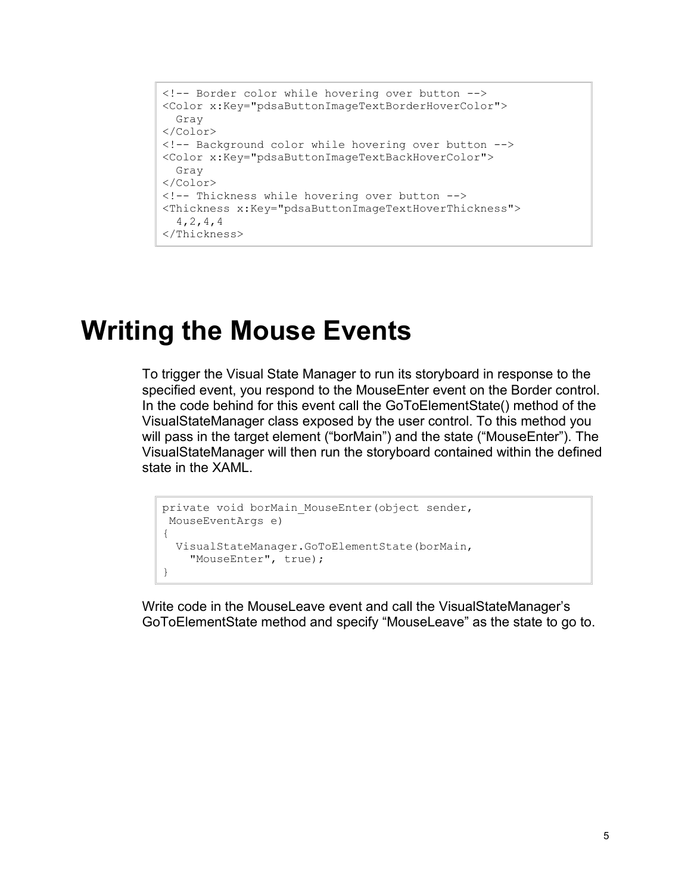```
<!-- Border color while hovering over button -->
<Color x:Key="pdsaButtonImageTextBorderHoverColor">
  Gray
</Color>
<!-- Background color while hovering over button -->
<Color x:Key="pdsaButtonImageTextBackHoverColor">
  Gray
</Color>
<!-- Thickness while hovering over button -->
<Thickness x:Key="pdsaButtonImageTextHoverThickness">
  4,2,4,4
</Thickness>
```

# Writing the Mouse Events

To trigger the Visual State Manager to run its storyboard in response to the specified event, you respond to the MouseEnter event on the Border control. In the code behind for this event call the GoToElementState() method of the VisualStateManager class exposed by the user control. To this method you will pass in the target element ("borMain") and the state ("MouseEnter"). The VisualStateManager will then run the storyboard contained within the defined state in the XAML.

```
private void borMain_MouseEnter(object sender,
 MouseEventArgs e)
{
  VisualStateManager.GoToElementState(borMain,
    "MouseEnter", true);
}
```

Write code in the MouseLeave event and call the VisualStateManager's GoToElementState method and specify "MouseLeave" as the state to go to.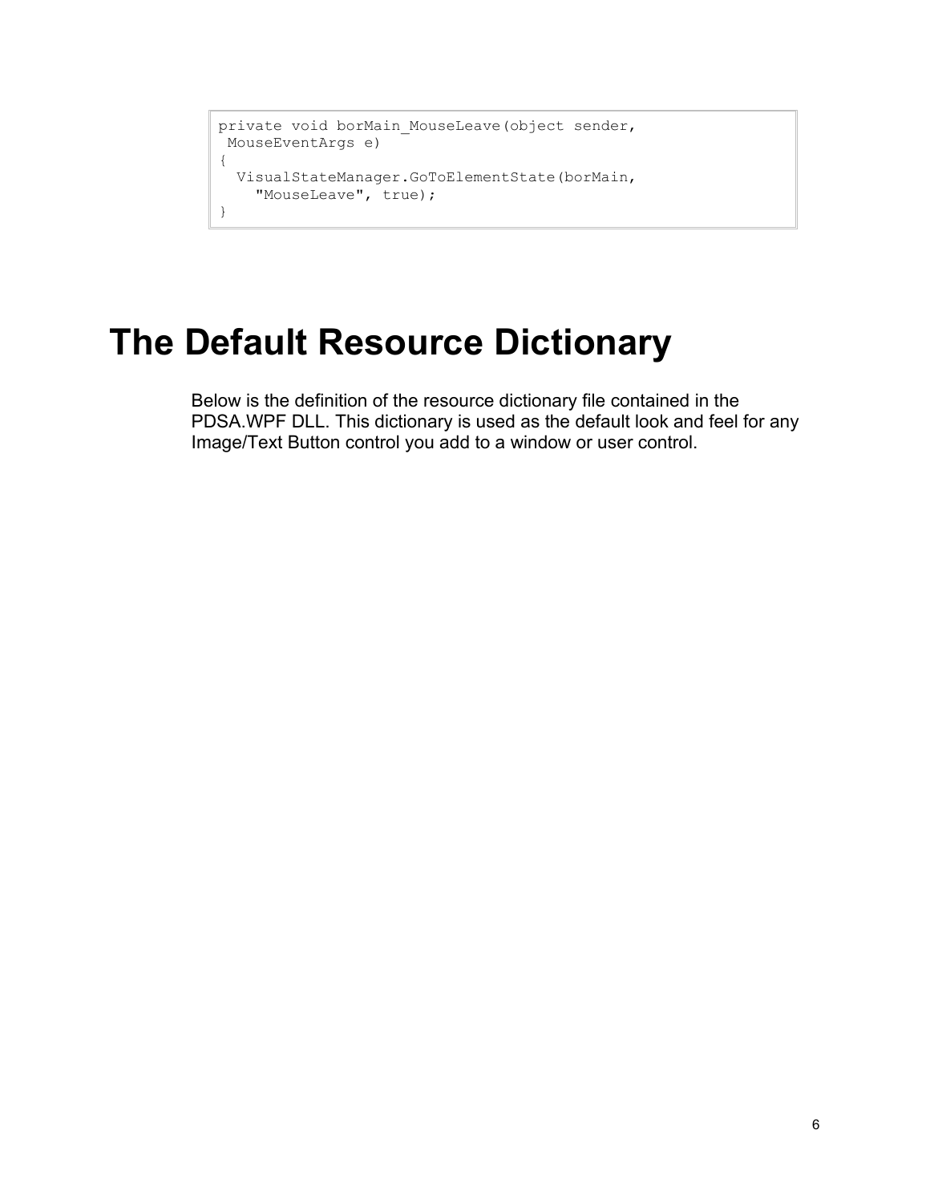```
private void borMain_MouseLeave(object sender,
 MouseEventArgs e)
{
  VisualStateManager.GoToElementState(borMain,
    "MouseLeave", true);
}
```

# The Default Resource Dictionary

Below is the definition of the resource dictionary file contained in the PDSA.WPF DLL. This dictionary is used as the default look and feel for any Image/Text Button control you add to a window or user control.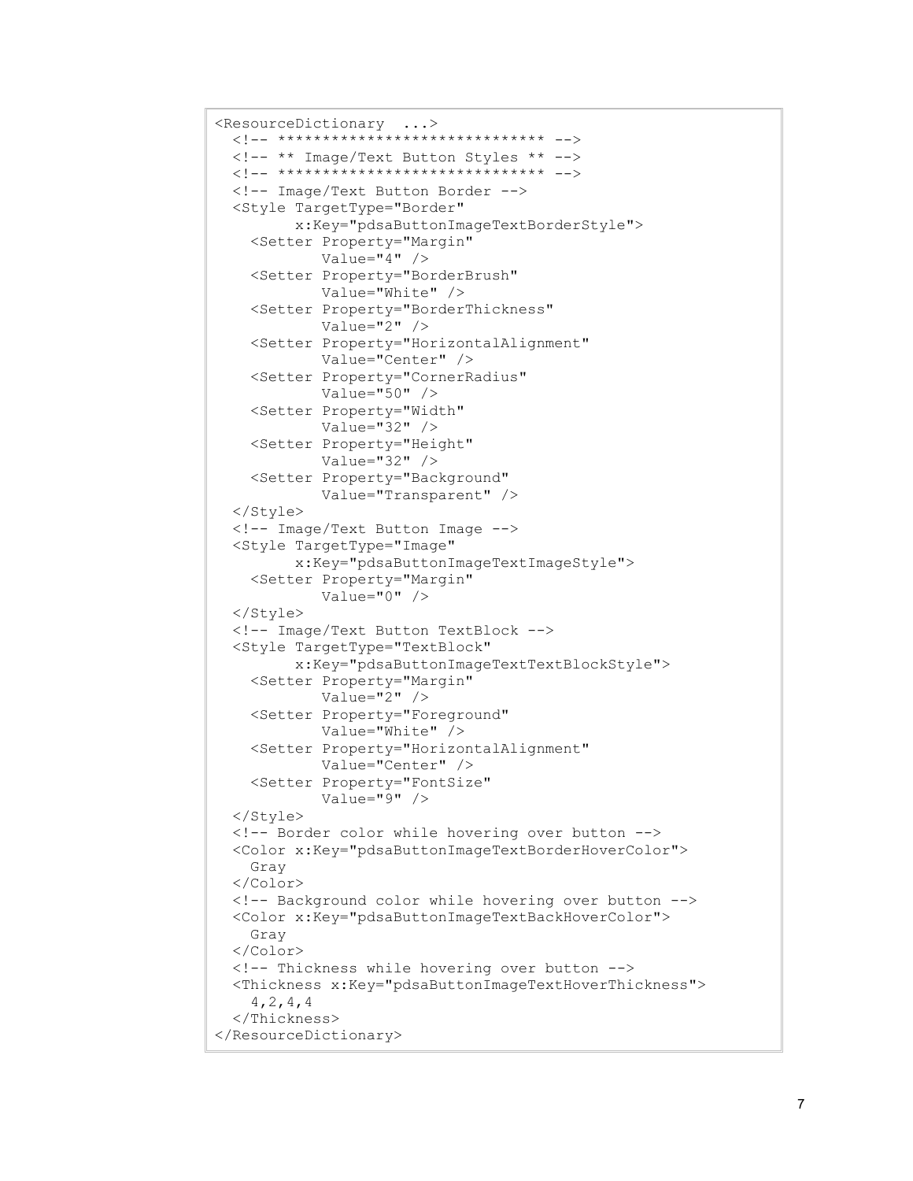```
<ResourceDictionary  ...>
  <!-- ****************************** -->
  <!-- ** Image/Text Button Styles ** -->
  <!-- ****************************** -->
  <!-- Image/Text Button Border -->
  <Style TargetType="Border"
         x:Key="pdsaButtonImageTextBorderStyle">
    <Setter Property="Margin"
            Value="4" />
    <Setter Property="BorderBrush"
            Value="White" />
    <Setter Property="BorderThickness"
            Value="2" />
    <Setter Property="HorizontalAlignment"
            Value="Center" />
    <Setter Property="CornerRadius"
            Value="50" />
    <Setter Property="Width"
            Value="32" />
    <Setter Property="Height"
            Value="32" />
    <Setter Property="Background"
            Value="Transparent" />
  </Style>
  <!-- Image/Text Button Image -->
  <Style TargetType="Image"
         x:Key="pdsaButtonImageTextImageStyle">
    <Setter Property="Margin"
            Value="0" />
  </Style>
  <!-- Image/Text Button TextBlock -->
  <Style TargetType="TextBlock"
         x:Key="pdsaButtonImageTextTextBlockStyle">
    <Setter Property="Margin"
            Value="2" />
    <Setter Property="Foreground"
            Value="White" />
    <Setter Property="HorizontalAlignment"
            Value="Center" />
    <Setter Property="FontSize"
            Value="9" />
  </Style>
  <!-- Border color while hovering over button -->
  <Color x:Key="pdsaButtonImageTextBorderHoverColor">
    Gray
  </Color>
  <!-- Background color while hovering over button -->
  <Color x:Key="pdsaButtonImageTextBackHoverColor">
    Gray
  </Color>
  <!-- Thickness while hovering over button -->
  <Thickness x:Key="pdsaButtonImageTextHoverThickness">
    4,2,4,4
  </Thickness>
</ResourceDictionary>
```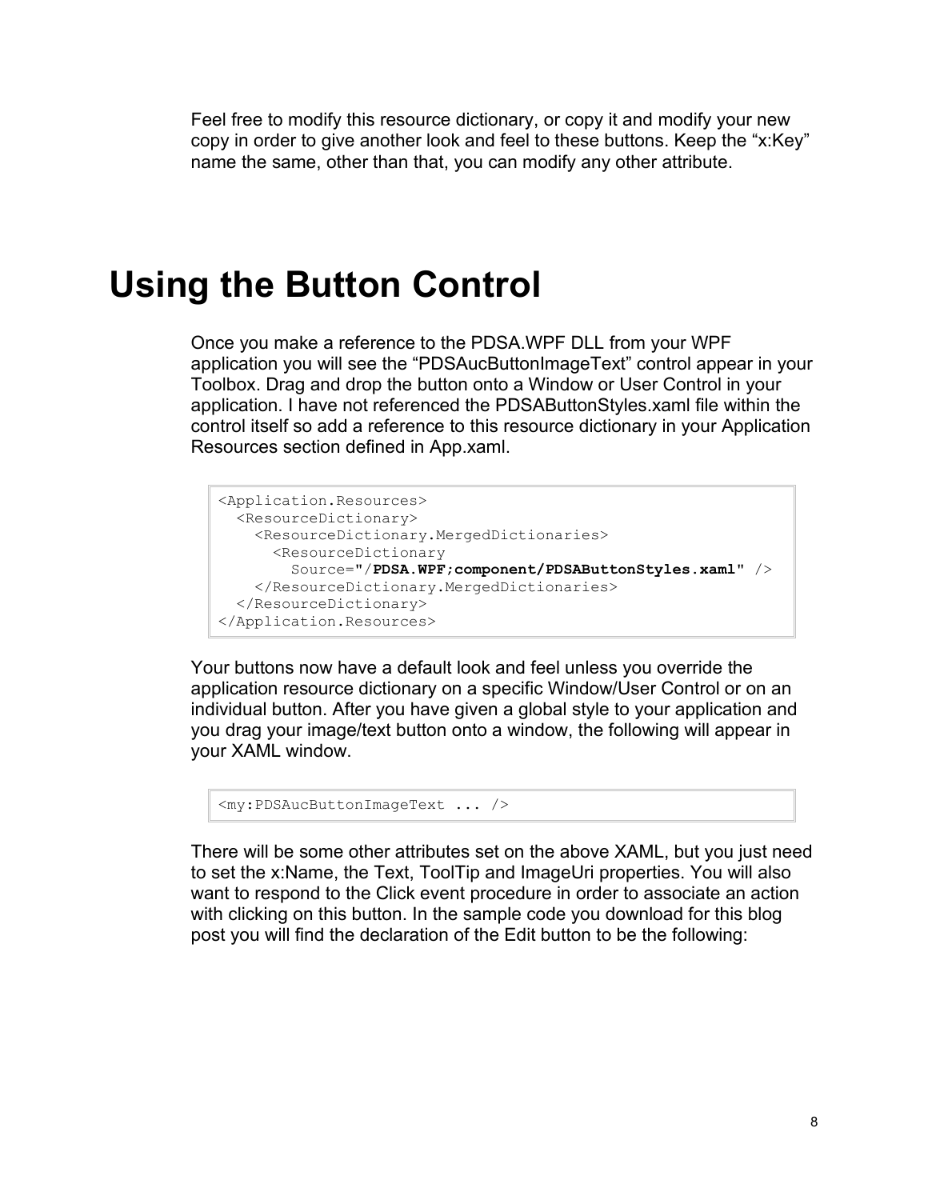Feel free to modify this resource dictionary, or copy it and modify your new copy in order to give another look and feel to these buttons. Keep the "x:Key" name the same, other than that, you can modify any other attribute.

# Using the Button Control

Once you make a reference to the PDSA.WPF DLL from your WPF application you will see the "PDSAucButtonImageText" control appear in your Toolbox. Drag and drop the button onto a Window or User Control in your application. I have not referenced the PDSAButtonStyles.xaml file within the control itself so add a reference to this resource dictionary in your Application Resources section defined in App.xaml.

```
<Application.Resources>
  <ResourceDictionary>
    <ResourceDictionary.MergedDictionaries>
      <ResourceDictionary
        Source="/PDSA.WPF;component/PDSAButtonStyles.xaml" />
    </ResourceDictionary.MergedDictionaries>
  </ResourceDictionary>
</Application.Resources>
```

Your buttons now have a default look and feel unless you override the application resource dictionary on a specific Window/User Control or on an individual button. After you have given a global style to your application and you drag your image/text button onto a window, the following will appear in your XAML window.

```
<my:PDSAucButtonImageText ... />
```

There will be some other attributes set on the above XAML, but you just need to set the x:Name, the Text, ToolTip and ImageUri properties. You will also want to respond to the Click event procedure in order to associate an action with clicking on this button. In the sample code you download for this blog post you will find the declaration of the Edit button to be the following: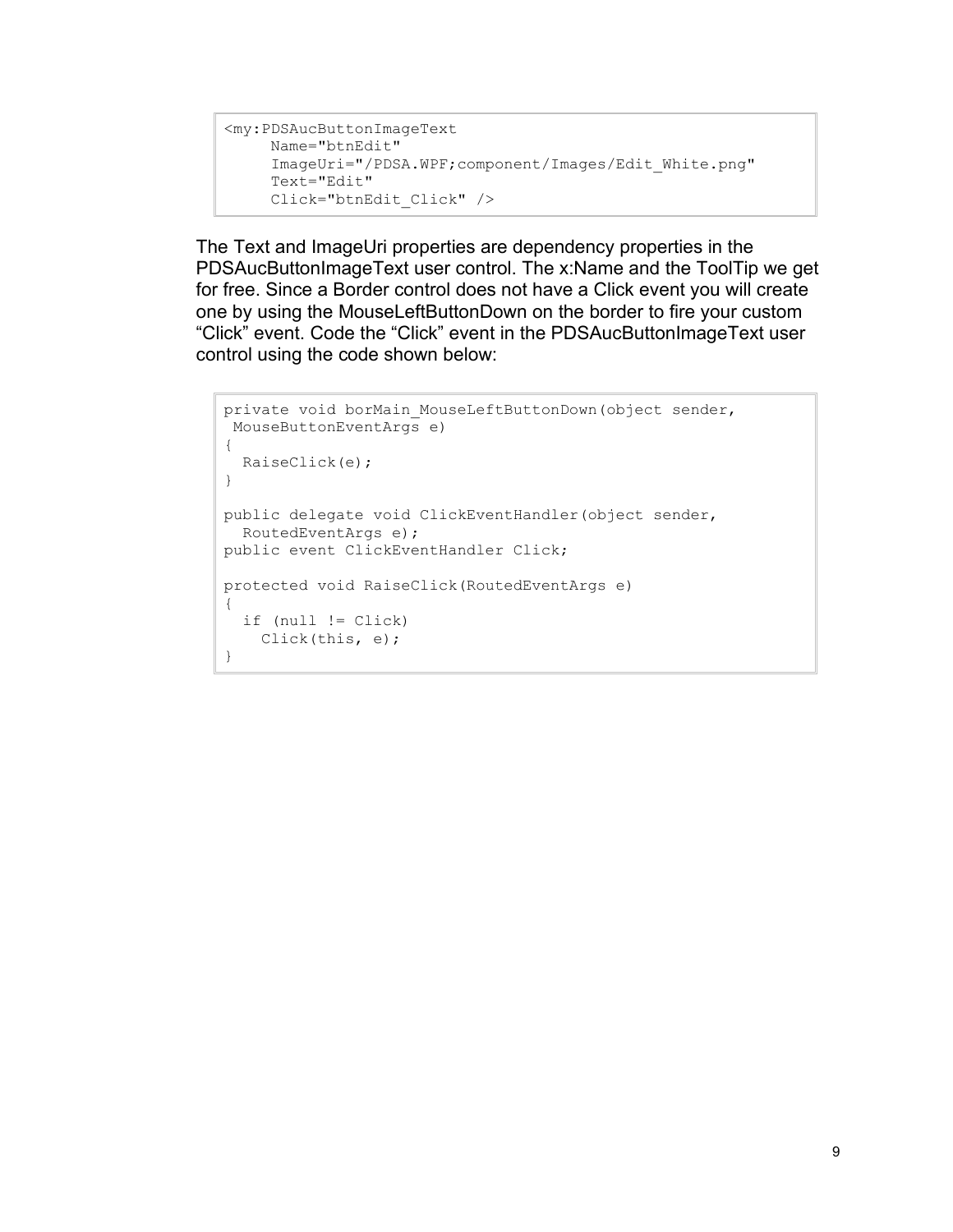```
<my:PDSAucButtonImageText
     Name="btnEdit"
     ImageUri="/PDSA.WPF;component/Images/Edit_White.png"
     Text="Edit"
     Click="btnEdit_Click" />
```

The Text and ImageUri properties are dependency properties in the PDSAucButtonImageText user control. The x:Name and the ToolTip we get for free. Since a Border control does not have a Click event you will create one by using the MouseLeftButtonDown on the border to fire your custom “Click” event. Code the “Click” event in the PDSAucButtonImageText user control using the code shown below:

```
private void borMain_MouseLeftButtonDown(object sender,
 MouseButtonEventArgs e)
{
  RaiseClick(e);
}

public delegate void ClickEventHandler(object sender,
  RoutedEventArgs e);
public event ClickEventHandler Click;

protected void RaiseClick(RoutedEventArgs e)
{
  if (null != Click)
    Click(this, e);
}
```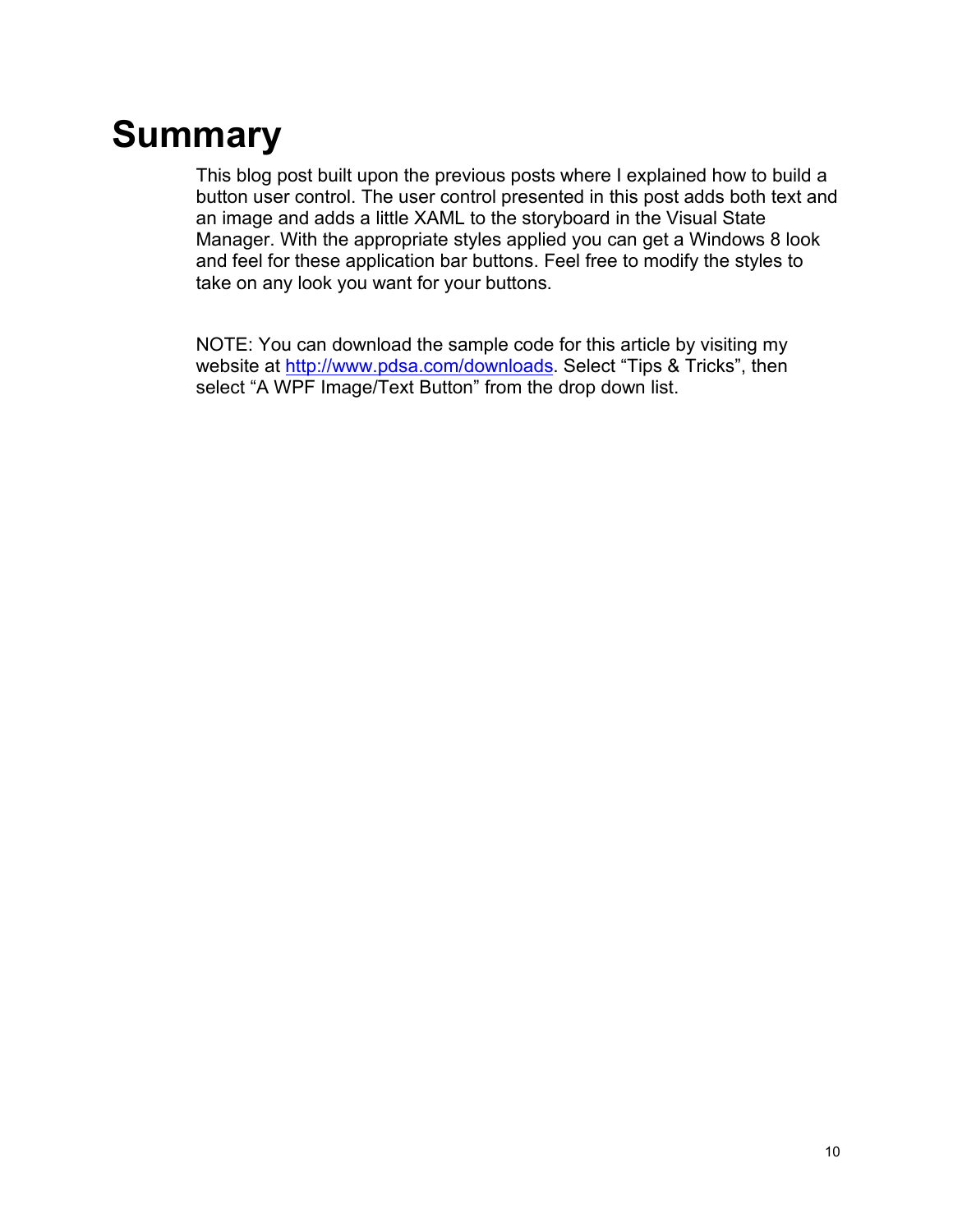# Summary

This blog post built upon the previous posts where I explained how to build a button user control. The user control presented in this post adds both text and an image and adds a little XAML to the storyboard in the Visual State Manager. With the appropriate styles applied you can get a Windows 8 look and feel for these application bar buttons. Feel free to modify the styles to take on any look you want for your buttons.

NOTE: You can download the sample code for this article by visiting my website at [http://www.pdsa.com/downloads](http://www.pdsa.com/downloads). Select “Tips & Tricks”, then select “A WPF Image/Text Button” from the drop down list.